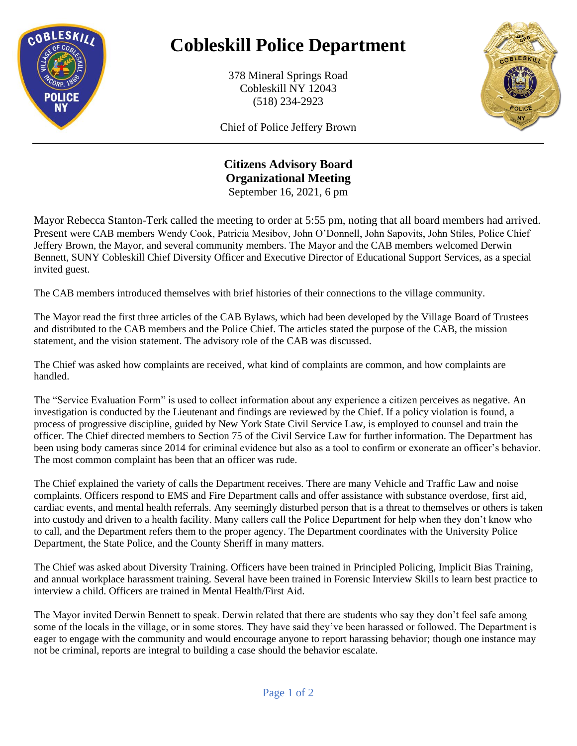# Cobleskill Police Department

378 Mineral Springs Road
Cobleskill NY 12043
(518) 234-2923

Chief of Police Jeffery Brown

## Citizens Advisory Board
## Organizational Meeting

September 16, 2021, 6 pm

Mayor Rebecca Stanton-Terk called the meeting to order at 5:55 pm, noting that all board members had arrived. Present were CAB members Wendy Cook, Patricia Mesibov, John O'Donnell, John Sapovits, John Stiles, Police Chief Jeffery Brown, the Mayor, and several community members. The Mayor and the CAB members welcomed Derwin Bennett, SUNY Cobleskill Chief Diversity Officer and Executive Director of Educational Support Services, as a special invited guest.

The CAB members introduced themselves with brief histories of their connections to the village community.

The Mayor read the first three articles of the CAB Bylaws, which had been developed by the Village Board of Trustees and distributed to the CAB members and the Police Chief. The articles stated the purpose of the CAB, the mission statement, and the vision statement. The advisory role of the CAB was discussed.

The Chief was asked how complaints are received, what kind of complaints are common, and how complaints are handled.

The "Service Evaluation Form" is used to collect information about any experience a citizen perceives as negative. An investigation is conducted by the Lieutenant and findings are reviewed by the Chief. If a policy violation is found, a process of progressive discipline, guided by New York State Civil Service Law, is employed to counsel and train the officer. The Chief directed members to Section 75 of the Civil Service Law for further information. The Department has been using body cameras since 2014 for criminal evidence but also as a tool to confirm or exonerate an officer's behavior. The most common complaint has been that an officer was rude.

The Chief explained the variety of calls the Department receives. There are many Vehicle and Traffic Law and noise complaints. Officers respond to EMS and Fire Department calls and offer assistance with substance overdose, first aid, cardiac events, and mental health referrals. Any seemingly disturbed person that is a threat to themselves or others is taken into custody and driven to a health facility. Many callers call the Police Department for help when they don't know who to call, and the Department refers them to the proper agency. The Department coordinates with the University Police Department, the State Police, and the County Sheriff in many matters.

The Chief was asked about Diversity Training. Officers have been trained in Principled Policing, Implicit Bias Training, and annual workplace harassment training. Several have been trained in Forensic Interview Skills to learn best practice to interview a child. Officers are trained in Mental Health/First Aid.

The Mayor invited Derwin Bennett to speak. Derwin related that there are students who say they don't feel safe among some of the locals in the village, or in some stores. They have said they've been harassed or followed. The Department is eager to engage with the community and would encourage anyone to report harassing behavior; though one instance may not be criminal, reports are integral to building a case should the behavior escalate.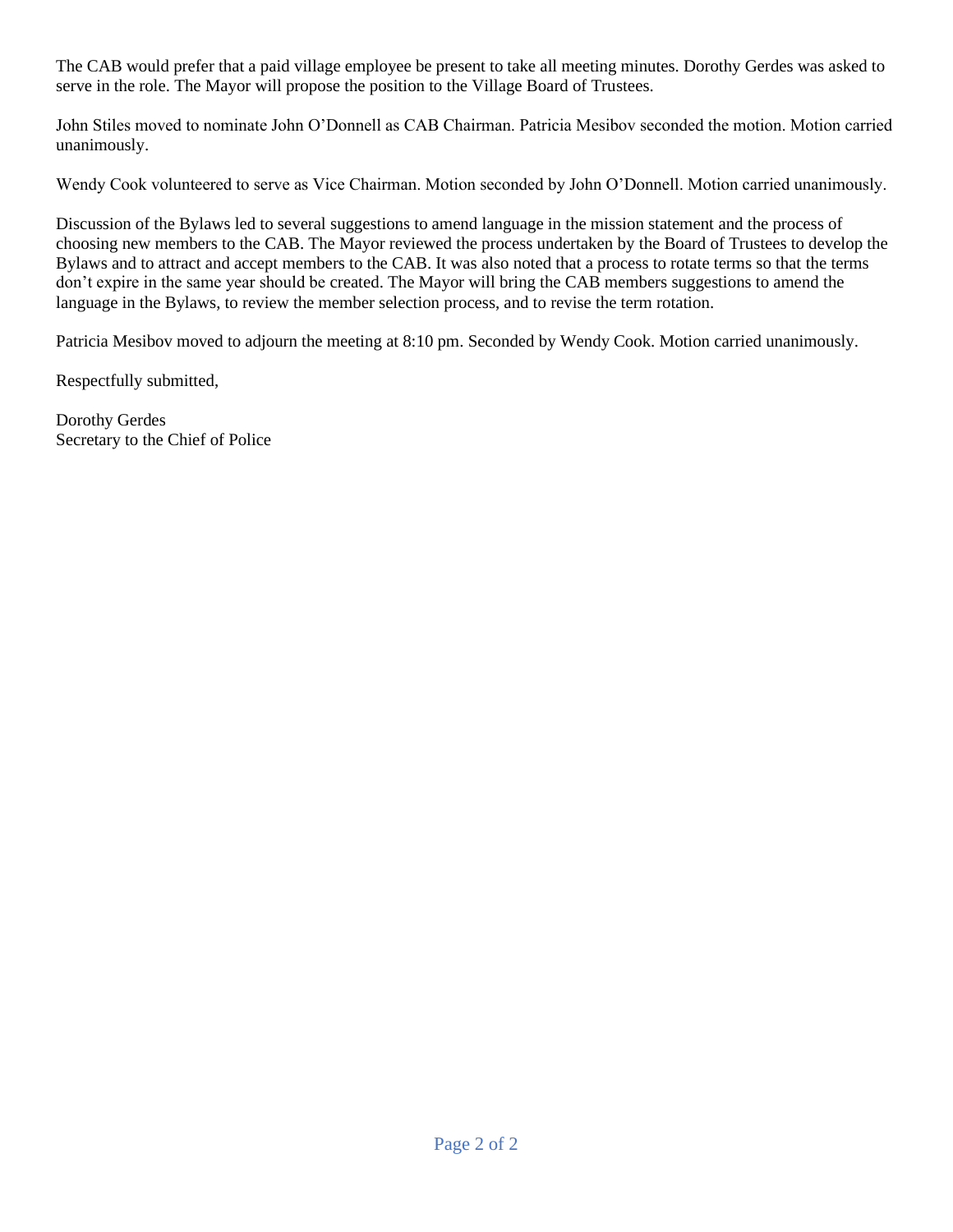The CAB would prefer that a paid village employee be present to take all meeting minutes. Dorothy Gerdes was asked to serve in the role. The Mayor will propose the position to the Village Board of Trustees.

John Stiles moved to nominate John O'Donnell as CAB Chairman. Patricia Mesibov seconded the motion. Motion carried unanimously.

Wendy Cook volunteered to serve as Vice Chairman. Motion seconded by John O'Donnell. Motion carried unanimously.

Discussion of the Bylaws led to several suggestions to amend language in the mission statement and the process of choosing new members to the CAB. The Mayor reviewed the process undertaken by the Board of Trustees to develop the Bylaws and to attract and accept members to the CAB. It was also noted that a process to rotate terms so that the terms don't expire in the same year should be created. The Mayor will bring the CAB members suggestions to amend the language in the Bylaws, to review the member selection process, and to revise the term rotation.

Patricia Mesibov moved to adjourn the meeting at 8:10 pm. Seconded by Wendy Cook. Motion carried unanimously.

Respectfully submitted,

Dorothy Gerdes
Secretary to the Chief of Police